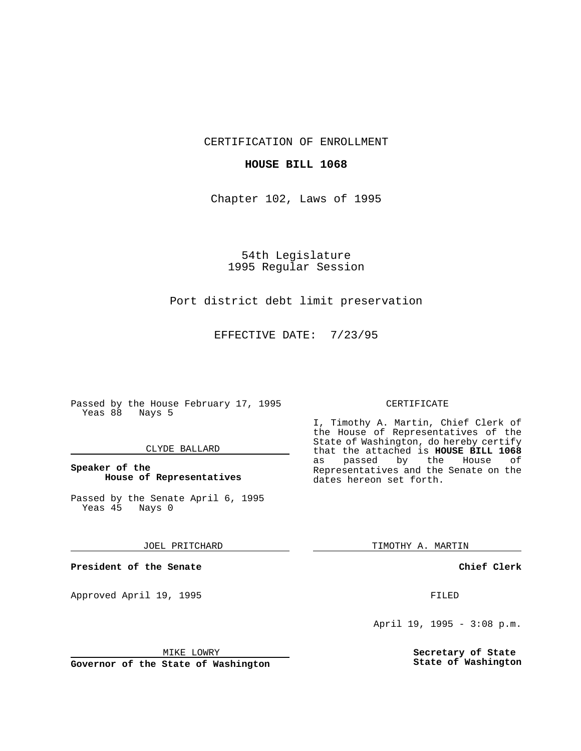CERTIFICATION OF ENROLLMENT

**HOUSE BILL 1068**

Chapter 102, Laws of 1995

54th Legislature
1995 Regular Session

Port district debt limit preservation

EFFECTIVE DATE: 7/23/95

Passed by the House February 17, 1995
Yeas 88 Nays 5

CLYDE BALLARD

**Speaker of the House of Representatives**

Passed by the Senate April 6, 1995
Yeas 45 Nays 0

JOEL PRITCHARD

**President of the Senate**

Approved April 19, 1995

MIKE LOWRY

**Governor of the State of Washington**

CERTIFICATE

I, Timothy A. Martin, Chief Clerk of the House of Representatives of the State of Washington, do hereby certify that the attached is **HOUSE BILL 1068** as passed by the House of Representatives and the Senate on the dates hereon set forth.

TIMOTHY A. MARTIN

**Chief Clerk**

FILED

April 19, 1995 - 3:08 p.m.

**Secretary of State**
**State of Washington**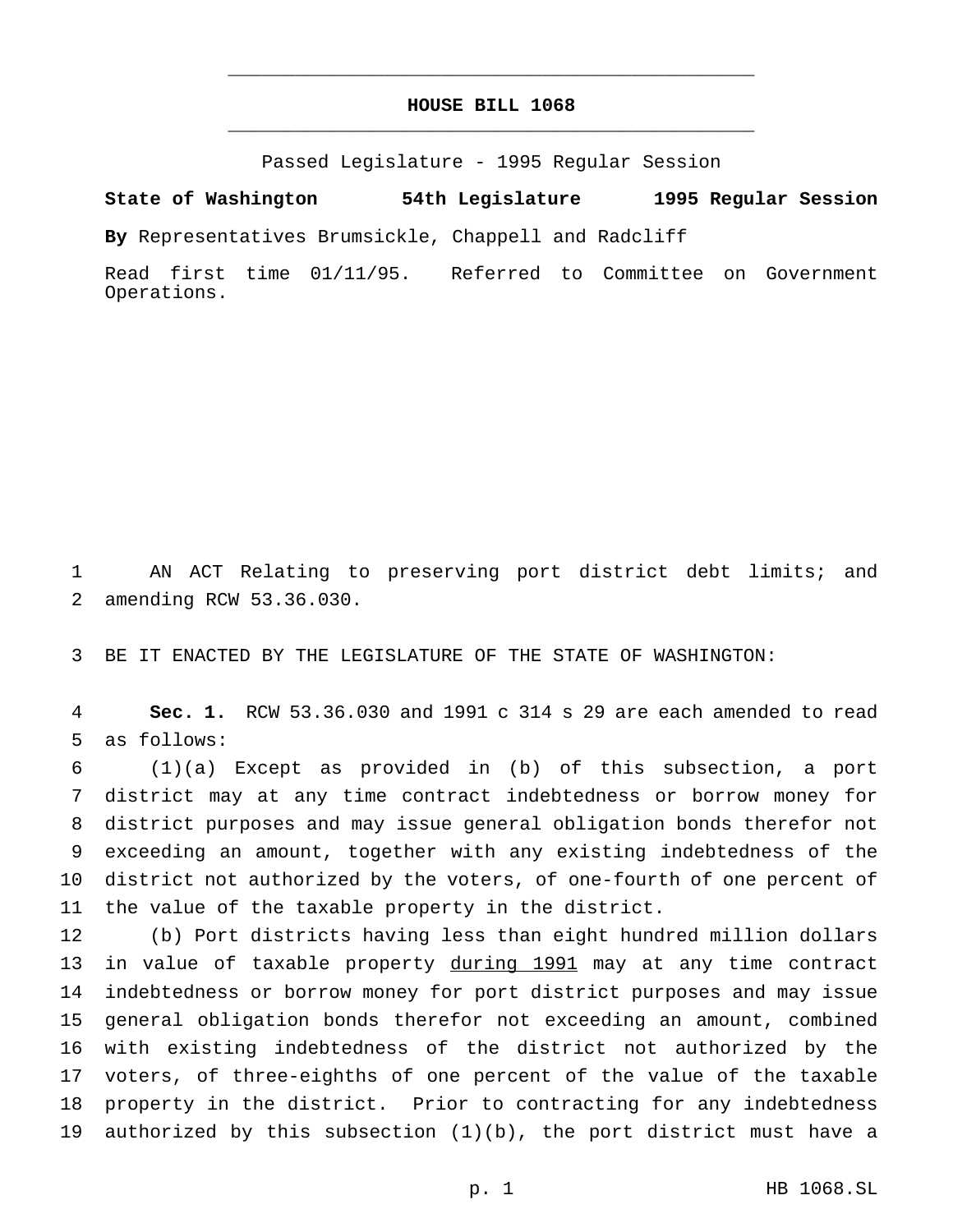# HOUSE BILL 1068

Passed Legislature - 1995 Regular Session

**State of Washington 54th Legislature 1995 Regular Session**

**By** Representatives Brumsickle, Chappell and Radcliff

Read first time 01/11/95. Referred to Committee on Government Operations.

AN ACT Relating to preserving port district debt limits; and amending RCW 53.36.030.

BE IT ENACTED BY THE LEGISLATURE OF THE STATE OF WASHINGTON:

**Sec. 1.** RCW 53.36.030 and 1991 c 314 s 29 are each amended to read as follows:

(1)(a) Except as provided in (b) of this subsection, a port district may at any time contract indebtedness or borrow money for district purposes and may issue general obligation bonds therefor not exceeding an amount, together with any existing indebtedness of the district not authorized by the voters, of one-fourth of one percent of the value of the taxable property in the district.

(b) Port districts having less than eight hundred million dollars in value of taxable property <u>during 1991</u> may at any time contract indebtedness or borrow money for port district purposes and may issue general obligation bonds therefor not exceeding an amount, combined with existing indebtedness of the district not authorized by the voters, of three-eighths of one percent of the value of the taxable property in the district. Prior to contracting for any indebtedness authorized by this subsection (1)(b), the port district must have a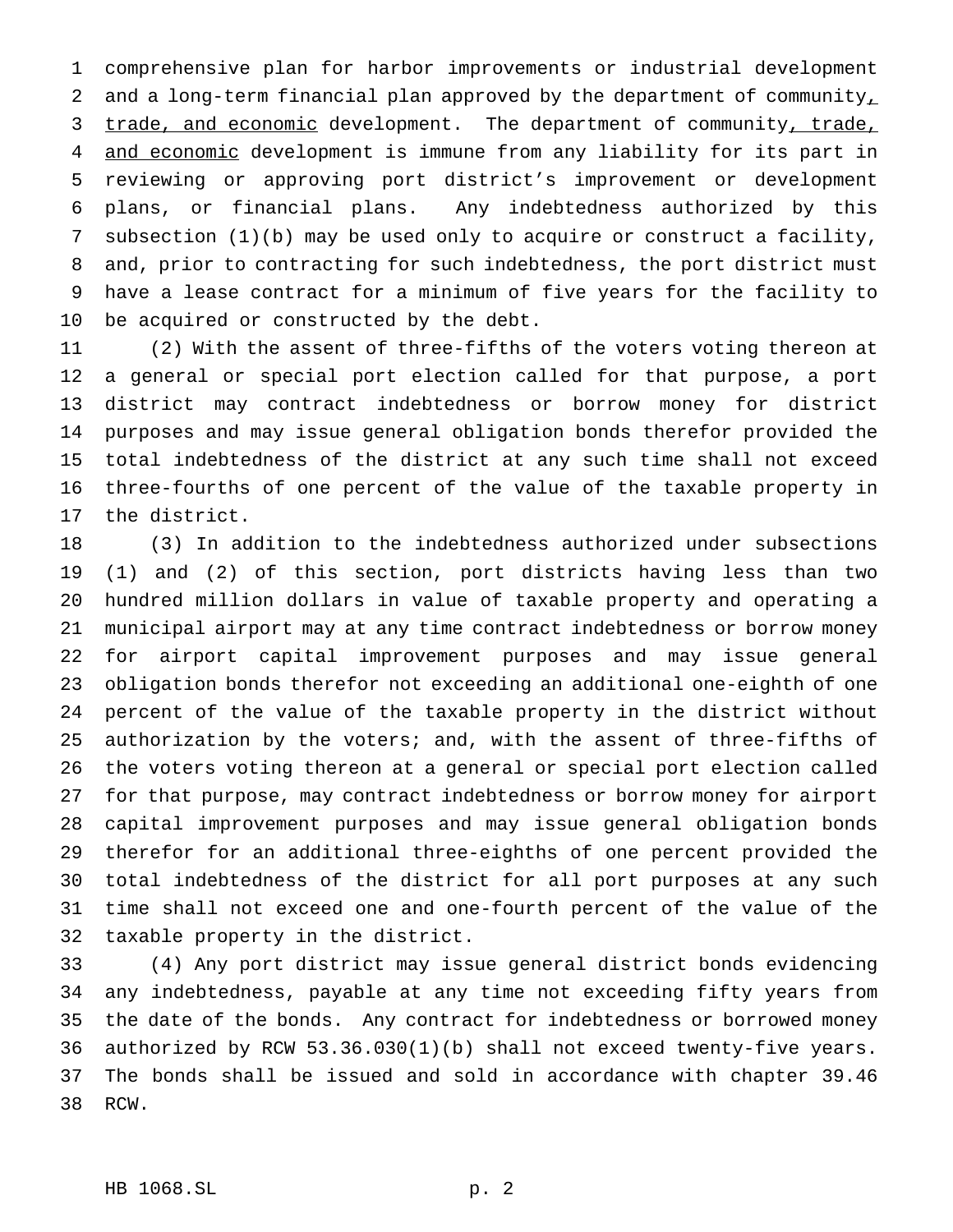comprehensive plan for harbor improvements or industrial development and a long-term financial plan approved by the department of community, trade, and economic development. The department of community, trade, and economic development is immune from any liability for its part in reviewing or approving port district's improvement or development plans, or financial plans. Any indebtedness authorized by this subsection (1)(b) may be used only to acquire or construct a facility, and, prior to contracting for such indebtedness, the port district must have a lease contract for a minimum of five years for the facility to be acquired or constructed by the debt.

(2) With the assent of three-fifths of the voters voting thereon at a general or special port election called for that purpose, a port district may contract indebtedness or borrow money for district purposes and may issue general obligation bonds therefor provided the total indebtedness of the district at any such time shall not exceed three-fourths of one percent of the value of the taxable property in the district.

(3) In addition to the indebtedness authorized under subsections (1) and (2) of this section, port districts having less than two hundred million dollars in value of taxable property and operating a municipal airport may at any time contract indebtedness or borrow money for airport capital improvement purposes and may issue general obligation bonds therefor not exceeding an additional one-eighth of one percent of the value of the taxable property in the district without authorization by the voters; and, with the assent of three-fifths of the voters voting thereon at a general or special port election called for that purpose, may contract indebtedness or borrow money for airport capital improvement purposes and may issue general obligation bonds therefor for an additional three-eighths of one percent provided the total indebtedness of the district for all port purposes at any such time shall not exceed one and one-fourth percent of the value of the taxable property in the district.

(4) Any port district may issue general district bonds evidencing any indebtedness, payable at any time not exceeding fifty years from the date of the bonds. Any contract for indebtedness or borrowed money authorized by RCW 53.36.030(1)(b) shall not exceed twenty-five years. The bonds shall be issued and sold in accordance with chapter 39.46 RCW.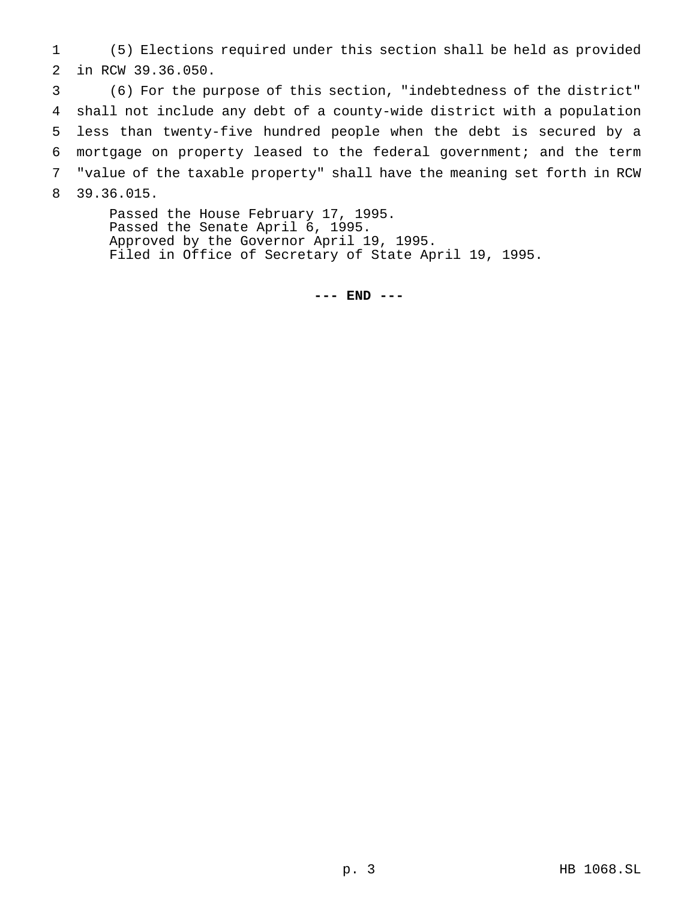(5) Elections required under this section shall be held as provided in RCW 39.36.050.

(6) For the purpose of this section, "indebtedness of the district" shall not include any debt of a county-wide district with a population less than twenty-five hundred people when the debt is secured by a mortgage on property leased to the federal government; and the term "value of the taxable property" shall have the meaning set forth in RCW 39.36.015.

Passed the House February 17, 1995.
Passed the Senate April 6, 1995.
Approved by the Governor April 19, 1995.
Filed in Office of Secretary of State April 19, 1995.

**--- END ---**